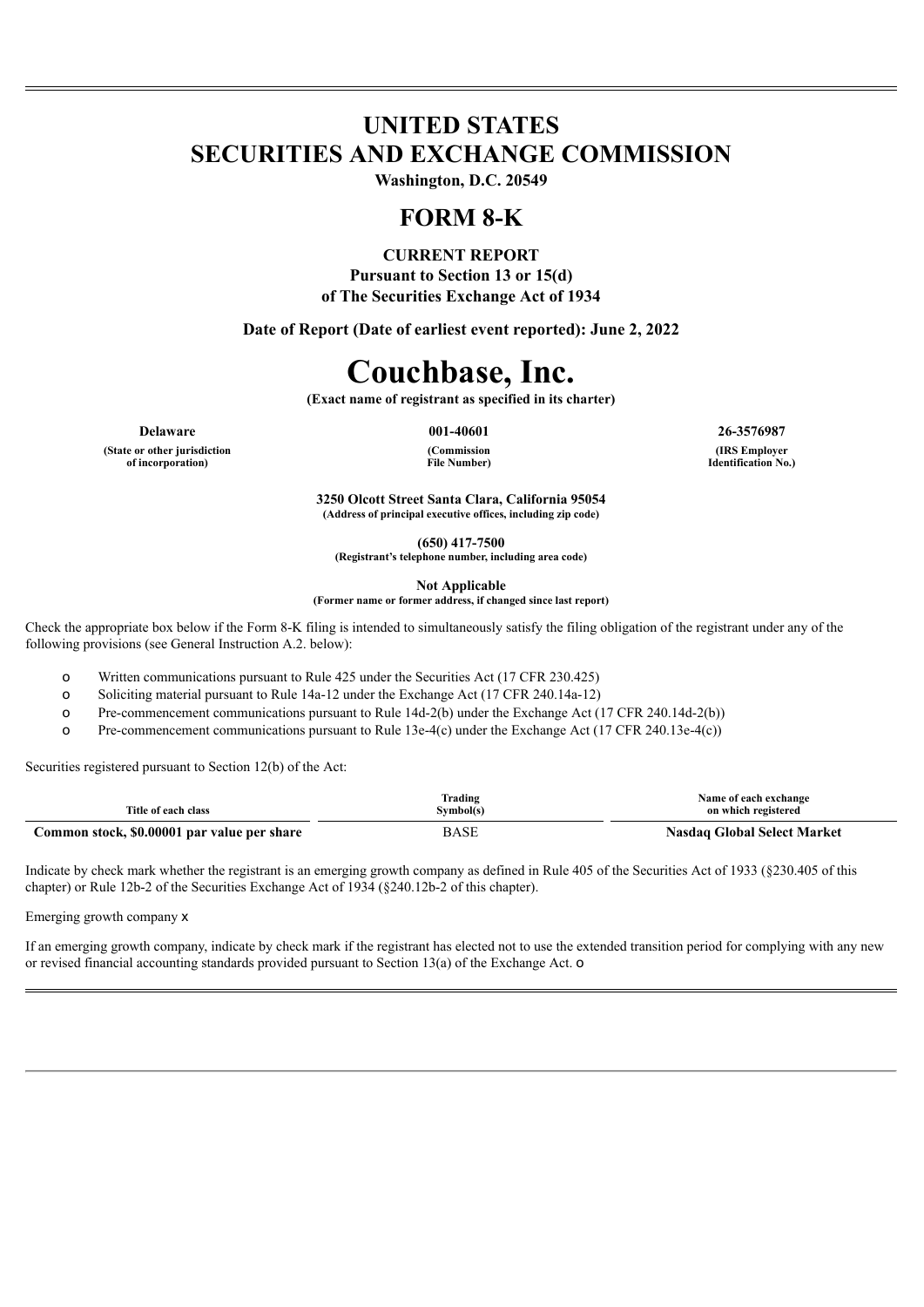# UNITED STATES
# SECURITIES AND EXCHANGE COMMISSION

**Washington, D.C. 20549**

# FORM 8-K

**CURRENT REPORT**
**Pursuant to Section 13 or 15(d)**
**of The Securities Exchange Act of 1934**

**Date of Report (Date of earliest event reported): June 2, 2022**

# Couchbase, Inc.

**(Exact name of registrant as specified in its charter)**

| Delaware | 001-40601 | 26-3576987 |
|---|---|---|
| (State or other jurisdiction of incorporation) | (Commission File Number) | (IRS Employer Identification No.) |

**3250 Olcott Street Santa Clara, California 95054**
**(Address of principal executive offices, including zip code)**

**(650) 417-7500**
**(Registrant's telephone number, including area code)**

**Not Applicable**
**(Former name or former address, if changed since last report)**

Check the appropriate box below if the Form 8-K filing is intended to simultaneously satisfy the filing obligation of the registrant under any of the following provisions (see General Instruction A.2. below):

- o Written communications pursuant to Rule 425 under the Securities Act (17 CFR 230.425)
- o Soliciting material pursuant to Rule 14a-12 under the Exchange Act (17 CFR 240.14a-12)
- o Pre-commencement communications pursuant to Rule 14d-2(b) under the Exchange Act (17 CFR 240.14d-2(b))
- o Pre-commencement communications pursuant to Rule 13e-4(c) under the Exchange Act (17 CFR 240.13e-4(c))

Securities registered pursuant to Section 12(b) of the Act:

| Title of each class | Trading Symbol(s) | Name of each exchange on which registered |
|---|---|---|
| **Common stock, $0.00001 par value per share** | BASE | **Nasdaq Global Select Market** |

Indicate by check mark whether the registrant is an emerging growth company as defined in Rule 405 of the Securities Act of 1933 (§230.405 of this chapter) or Rule 12b-2 of the Securities Exchange Act of 1934 (§240.12b-2 of this chapter).

Emerging growth company x

If an emerging growth company, indicate by check mark if the registrant has elected not to use the extended transition period for complying with any new or revised financial accounting standards provided pursuant to Section 13(a) of the Exchange Act. o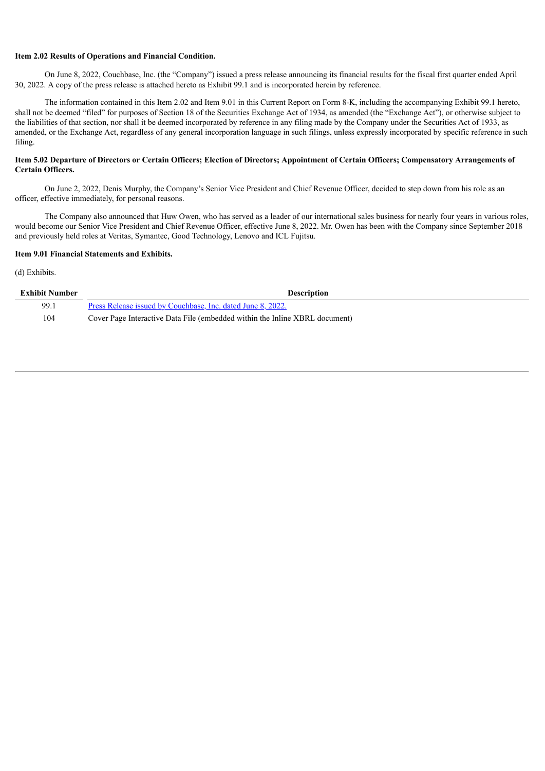**Item 2.02 Results of Operations and Financial Condition.**

On June 8, 2022, Couchbase, Inc. (the "Company") issued a press release announcing its financial results for the fiscal first quarter ended April 30, 2022. A copy of the press release is attached hereto as Exhibit 99.1 and is incorporated herein by reference.

The information contained in this Item 2.02 and Item 9.01 in this Current Report on Form 8-K, including the accompanying Exhibit 99.1 hereto, shall not be deemed "filed" for purposes of Section 18 of the Securities Exchange Act of 1934, as amended (the "Exchange Act"), or otherwise subject to the liabilities of that section, nor shall it be deemed incorporated by reference in any filing made by the Company under the Securities Act of 1933, as amended, or the Exchange Act, regardless of any general incorporation language in such filings, unless expressly incorporated by specific reference in such filing.

**Item 5.02 Departure of Directors or Certain Officers; Election of Directors; Appointment of Certain Officers; Compensatory Arrangements of Certain Officers.**

On June 2, 2022, Denis Murphy, the Company's Senior Vice President and Chief Revenue Officer, decided to step down from his role as an officer, effective immediately, for personal reasons.

The Company also announced that Huw Owen, who has served as a leader of our international sales business for nearly four years in various roles, would become our Senior Vice President and Chief Revenue Officer, effective June 8, 2022. Mr. Owen has been with the Company since September 2018 and previously held roles at Veritas, Symantec, Good Technology, Lenovo and ICL Fujitsu.

**Item 9.01 Financial Statements and Exhibits.**

(d) Exhibits.

| Exhibit Number | Description |
|---|---|
| 99.1 | Press Release issued by Couchbase, Inc. dated June 8, 2022. |
| 104 | Cover Page Interactive Data File (embedded within the Inline XBRL document) |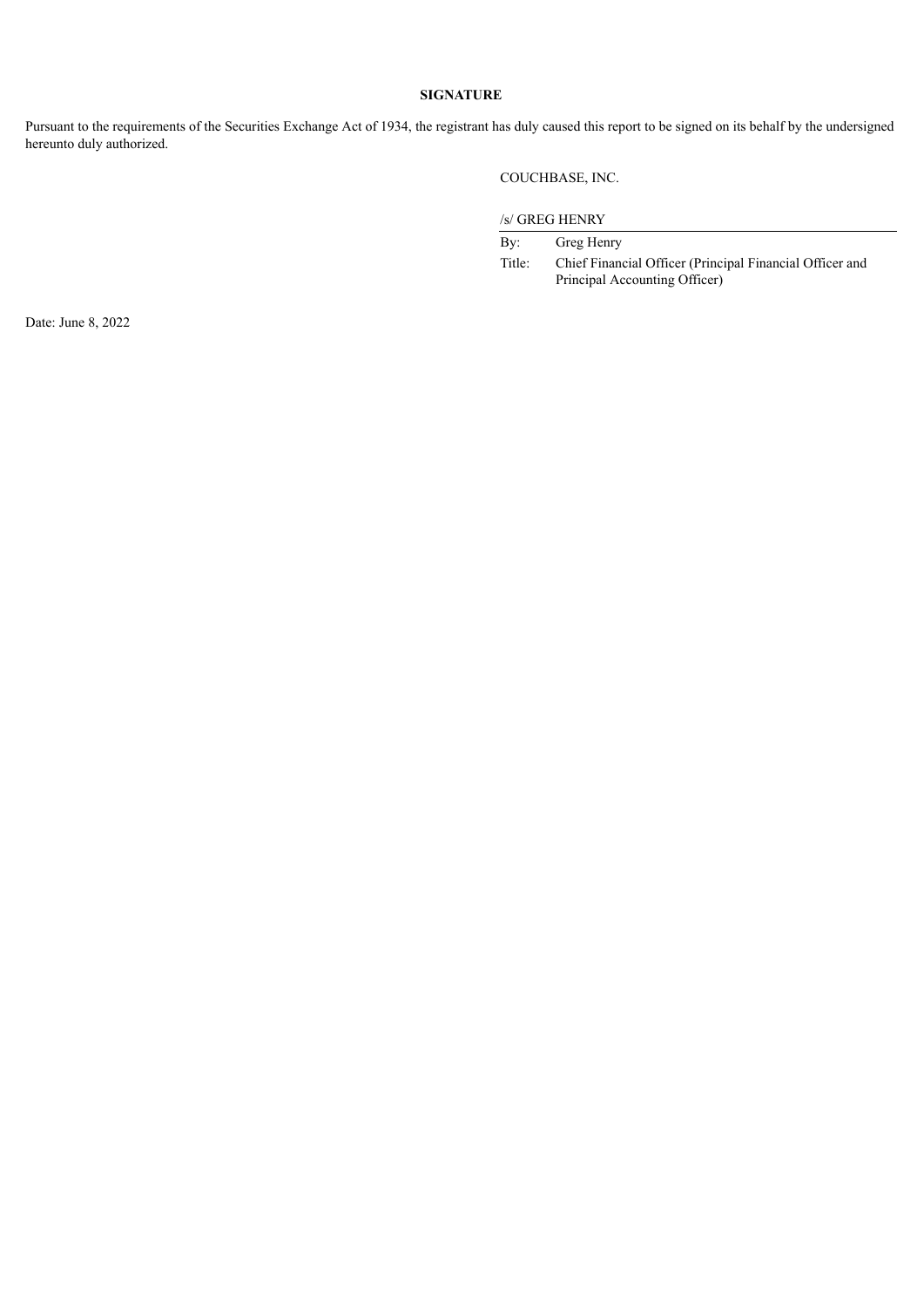**SIGNATURE**

Pursuant to the requirements of the Securities Exchange Act of 1934, the registrant has duly caused this report to be signed on its behalf by the undersigned hereunto duly authorized.

COUCHBASE, INC.

/s/ GREG HENRY

By: Greg Henry

Title: Chief Financial Officer (Principal Financial Officer and Principal Accounting Officer)

Date: June 8, 2022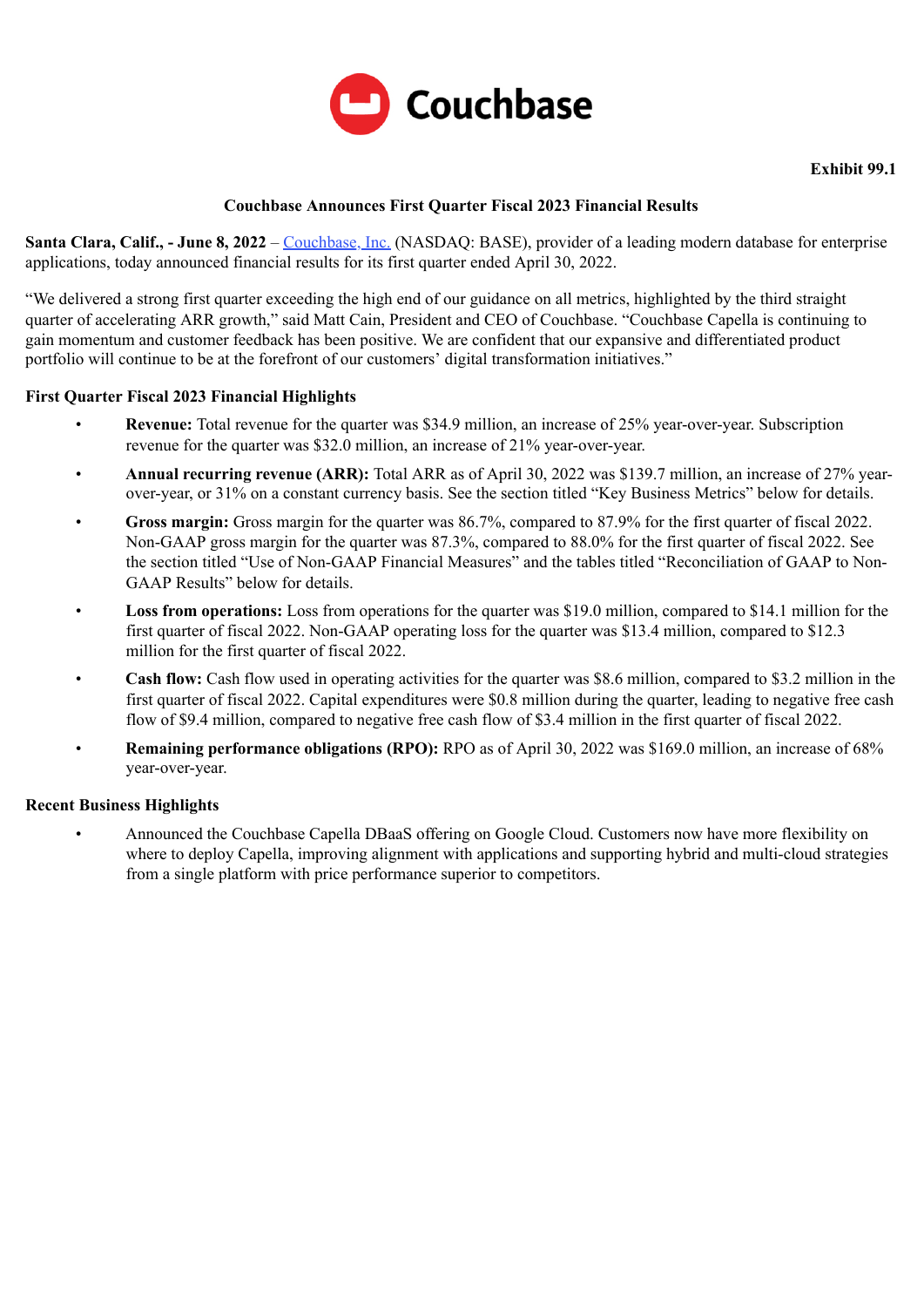Couchbase

**Exhibit 99.1**

## Couchbase Announces First Quarter Fiscal 2023 Financial Results

**Santa Clara, Calif., - June 8, 2022** – Couchbase, Inc. (NASDAQ: BASE), provider of a leading modern database for enterprise applications, today announced financial results for its first quarter ended April 30, 2022.

"We delivered a strong first quarter exceeding the high end of our guidance on all metrics, highlighted by the third straight quarter of accelerating ARR growth," said Matt Cain, President and CEO of Couchbase. "Couchbase Capella is continuing to gain momentum and customer feedback has been positive. We are confident that our expansive and differentiated product portfolio will continue to be at the forefront of our customers' digital transformation initiatives."

### First Quarter Fiscal 2023 Financial Highlights

- **Revenue:** Total revenue for the quarter was $34.9 million, an increase of 25% year-over-year. Subscription revenue for the quarter was $32.0 million, an increase of 21% year-over-year.
- **Annual recurring revenue (ARR):** Total ARR as of April 30, 2022 was $139.7 million, an increase of 27% year-over-year, or 31% on a constant currency basis. See the section titled "Key Business Metrics" below for details.
- **Gross margin:** Gross margin for the quarter was 86.7%, compared to 87.9% for the first quarter of fiscal 2022. Non-GAAP gross margin for the quarter was 87.3%, compared to 88.0% for the first quarter of fiscal 2022. See the section titled "Use of Non-GAAP Financial Measures" and the tables titled "Reconciliation of GAAP to Non-GAAP Results" below for details.
- **Loss from operations:** Loss from operations for the quarter was $19.0 million, compared to $14.1 million for the first quarter of fiscal 2022. Non-GAAP operating loss for the quarter was $13.4 million, compared to $12.3 million for the first quarter of fiscal 2022.
- **Cash flow:** Cash flow used in operating activities for the quarter was $8.6 million, compared to $3.2 million in the first quarter of fiscal 2022. Capital expenditures were $0.8 million during the quarter, leading to negative free cash flow of $9.4 million, compared to negative free cash flow of $3.4 million in the first quarter of fiscal 2022.
- **Remaining performance obligations (RPO):** RPO as of April 30, 2022 was $169.0 million, an increase of 68% year-over-year.

### Recent Business Highlights

- Announced the Couchbase Capella DBaaS offering on Google Cloud. Customers now have more flexibility on where to deploy Capella, improving alignment with applications and supporting hybrid and multi-cloud strategies from a single platform with price performance superior to competitors.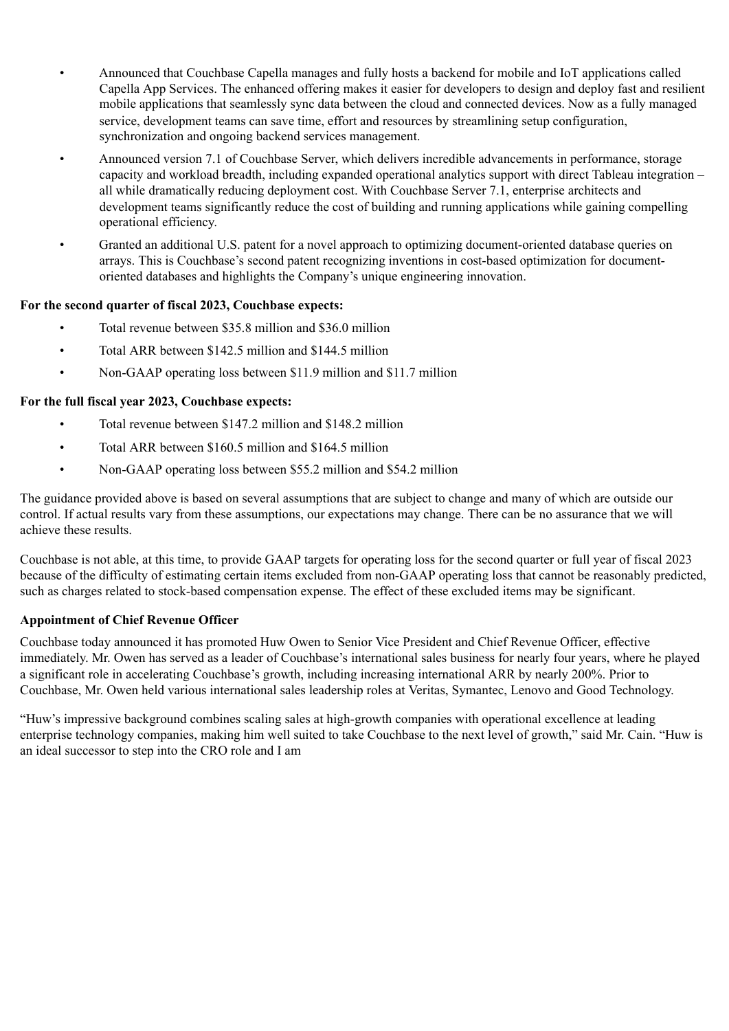- Announced that Couchbase Capella manages and fully hosts a backend for mobile and IoT applications called Capella App Services. The enhanced offering makes it easier for developers to design and deploy fast and resilient mobile applications that seamlessly sync data between the cloud and connected devices. Now as a fully managed service, development teams can save time, effort and resources by streamlining setup configuration, synchronization and ongoing backend services management.
- Announced version 7.1 of Couchbase Server, which delivers incredible advancements in performance, storage capacity and workload breadth, including expanded operational analytics support with direct Tableau integration – all while dramatically reducing deployment cost. With Couchbase Server 7.1, enterprise architects and development teams significantly reduce the cost of building and running applications while gaining compelling operational efficiency.
- Granted an additional U.S. patent for a novel approach to optimizing document-oriented database queries on arrays. This is Couchbase's second patent recognizing inventions in cost-based optimization for document-oriented databases and highlights the Company's unique engineering innovation.

**For the second quarter of fiscal 2023, Couchbase expects:**

- Total revenue between $35.8 million and $36.0 million
- Total ARR between $142.5 million and $144.5 million
- Non-GAAP operating loss between $11.9 million and $11.7 million

**For the full fiscal year 2023, Couchbase expects:**

- Total revenue between $147.2 million and $148.2 million
- Total ARR between $160.5 million and $164.5 million
- Non-GAAP operating loss between $55.2 million and $54.2 million

The guidance provided above is based on several assumptions that are subject to change and many of which are outside our control. If actual results vary from these assumptions, our expectations may change. There can be no assurance that we will achieve these results.

Couchbase is not able, at this time, to provide GAAP targets for operating loss for the second quarter or full year of fiscal 2023 because of the difficulty of estimating certain items excluded from non-GAAP operating loss that cannot be reasonably predicted, such as charges related to stock-based compensation expense. The effect of these excluded items may be significant.

**Appointment of Chief Revenue Officer**

Couchbase today announced it has promoted Huw Owen to Senior Vice President and Chief Revenue Officer, effective immediately. Mr. Owen has served as a leader of Couchbase's international sales business for nearly four years, where he played a significant role in accelerating Couchbase's growth, including increasing international ARR by nearly 200%. Prior to Couchbase, Mr. Owen held various international sales leadership roles at Veritas, Symantec, Lenovo and Good Technology.

"Huw's impressive background combines scaling sales at high-growth companies with operational excellence at leading enterprise technology companies, making him well suited to take Couchbase to the next level of growth," said Mr. Cain. "Huw is an ideal successor to step into the CRO role and I am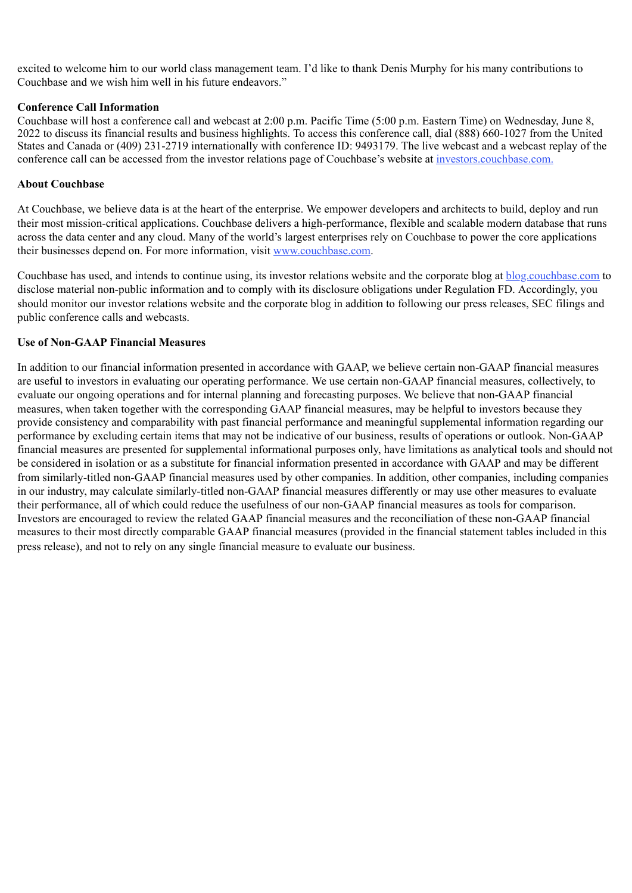excited to welcome him to our world class management team. I'd like to thank Denis Murphy for his many contributions to Couchbase and we wish him well in his future endeavors."

**Conference Call Information**

Couchbase will host a conference call and webcast at 2:00 p.m. Pacific Time (5:00 p.m. Eastern Time) on Wednesday, June 8, 2022 to discuss its financial results and business highlights. To access this conference call, dial (888) 660-1027 from the United States and Canada or (409) 231-2719 internationally with conference ID: 9493179. The live webcast and a webcast replay of the conference call can be accessed from the investor relations page of Couchbase's website at investors.couchbase.com.

**About Couchbase**

At Couchbase, we believe data is at the heart of the enterprise. We empower developers and architects to build, deploy and run their most mission-critical applications. Couchbase delivers a high-performance, flexible and scalable modern database that runs across the data center and any cloud. Many of the world's largest enterprises rely on Couchbase to power the core applications their businesses depend on. For more information, visit www.couchbase.com.

Couchbase has used, and intends to continue using, its investor relations website and the corporate blog at blog.couchbase.com to disclose material non-public information and to comply with its disclosure obligations under Regulation FD. Accordingly, you should monitor our investor relations website and the corporate blog in addition to following our press releases, SEC filings and public conference calls and webcasts.

**Use of Non-GAAP Financial Measures**

In addition to our financial information presented in accordance with GAAP, we believe certain non-GAAP financial measures are useful to investors in evaluating our operating performance. We use certain non-GAAP financial measures, collectively, to evaluate our ongoing operations and for internal planning and forecasting purposes. We believe that non-GAAP financial measures, when taken together with the corresponding GAAP financial measures, may be helpful to investors because they provide consistency and comparability with past financial performance and meaningful supplemental information regarding our performance by excluding certain items that may not be indicative of our business, results of operations or outlook. Non-GAAP financial measures are presented for supplemental informational purposes only, have limitations as analytical tools and should not be considered in isolation or as a substitute for financial information presented in accordance with GAAP and may be different from similarly-titled non-GAAP financial measures used by other companies. In addition, other companies, including companies in our industry, may calculate similarly-titled non-GAAP financial measures differently or may use other measures to evaluate their performance, all of which could reduce the usefulness of our non-GAAP financial measures as tools for comparison. Investors are encouraged to review the related GAAP financial measures and the reconciliation of these non-GAAP financial measures to their most directly comparable GAAP financial measures (provided in the financial statement tables included in this press release), and not to rely on any single financial measure to evaluate our business.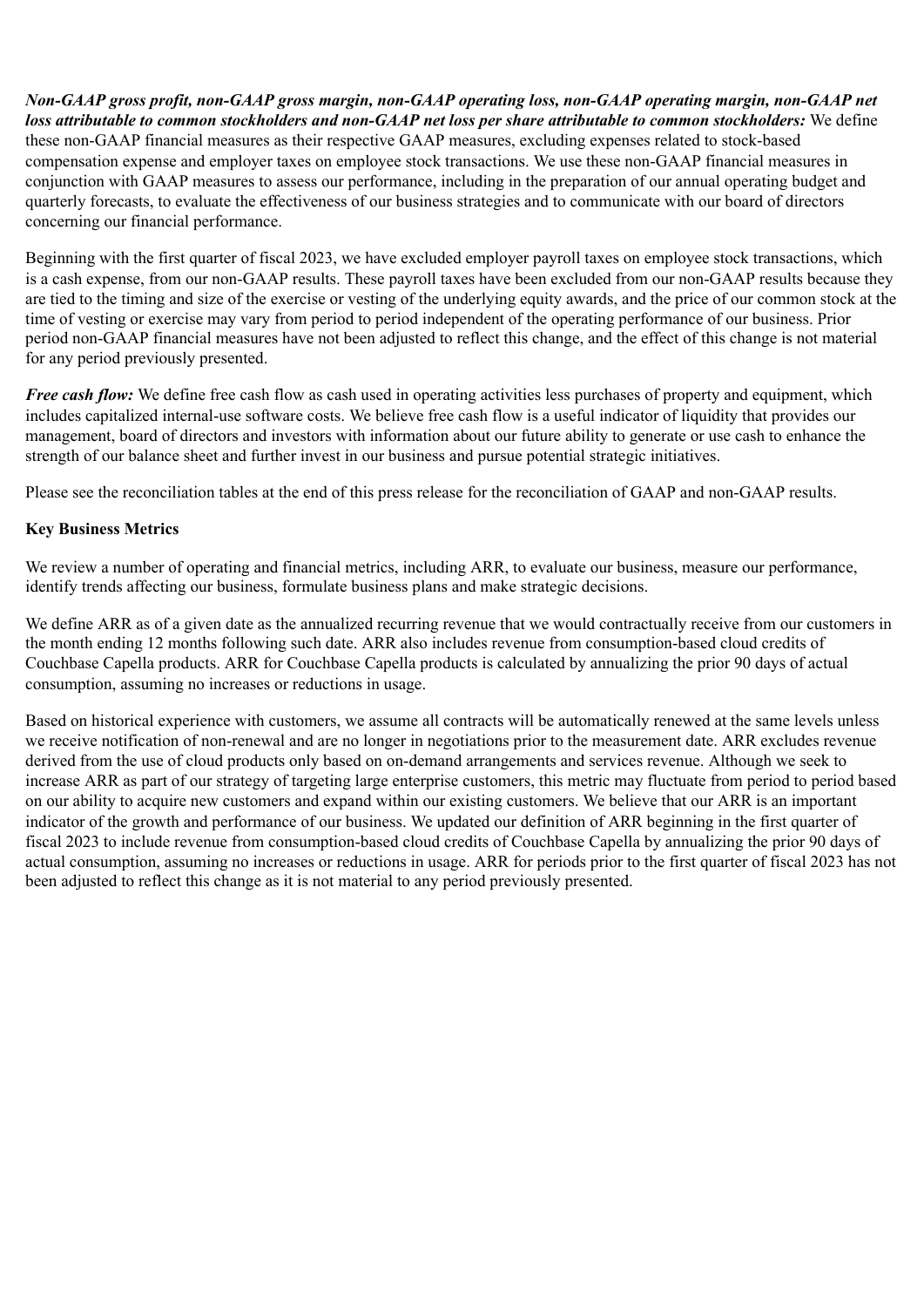***Non-GAAP gross profit, non-GAAP gross margin, non-GAAP operating loss, non-GAAP operating margin, non-GAAP net loss attributable to common stockholders and non-GAAP net loss per share attributable to common stockholders:*** We define these non-GAAP financial measures as their respective GAAP measures, excluding expenses related to stock-based compensation expense and employer taxes on employee stock transactions. We use these non-GAAP financial measures in conjunction with GAAP measures to assess our performance, including in the preparation of our annual operating budget and quarterly forecasts, to evaluate the effectiveness of our business strategies and to communicate with our board of directors concerning our financial performance.

Beginning with the first quarter of fiscal 2023, we have excluded employer payroll taxes on employee stock transactions, which is a cash expense, from our non-GAAP results. These payroll taxes have been excluded from our non-GAAP results because they are tied to the timing and size of the exercise or vesting of the underlying equity awards, and the price of our common stock at the time of vesting or exercise may vary from period to period independent of the operating performance of our business. Prior period non-GAAP financial measures have not been adjusted to reflect this change, and the effect of this change is not material for any period previously presented.

***Free cash flow:*** We define free cash flow as cash used in operating activities less purchases of property and equipment, which includes capitalized internal-use software costs. We believe free cash flow is a useful indicator of liquidity that provides our management, board of directors and investors with information about our future ability to generate or use cash to enhance the strength of our balance sheet and further invest in our business and pursue potential strategic initiatives.

Please see the reconciliation tables at the end of this press release for the reconciliation of GAAP and non-GAAP results.

**Key Business Metrics**

We review a number of operating and financial metrics, including ARR, to evaluate our business, measure our performance, identify trends affecting our business, formulate business plans and make strategic decisions.

We define ARR as of a given date as the annualized recurring revenue that we would contractually receive from our customers in the month ending 12 months following such date. ARR also includes revenue from consumption-based cloud credits of Couchbase Capella products. ARR for Couchbase Capella products is calculated by annualizing the prior 90 days of actual consumption, assuming no increases or reductions in usage.

Based on historical experience with customers, we assume all contracts will be automatically renewed at the same levels unless we receive notification of non-renewal and are no longer in negotiations prior to the measurement date. ARR excludes revenue derived from the use of cloud products only based on on-demand arrangements and services revenue. Although we seek to increase ARR as part of our strategy of targeting large enterprise customers, this metric may fluctuate from period to period based on our ability to acquire new customers and expand within our existing customers. We believe that our ARR is an important indicator of the growth and performance of our business. We updated our definition of ARR beginning in the first quarter of fiscal 2023 to include revenue from consumption-based cloud credits of Couchbase Capella by annualizing the prior 90 days of actual consumption, assuming no increases or reductions in usage. ARR for periods prior to the first quarter of fiscal 2023 has not been adjusted to reflect this change as it is not material to any period previously presented.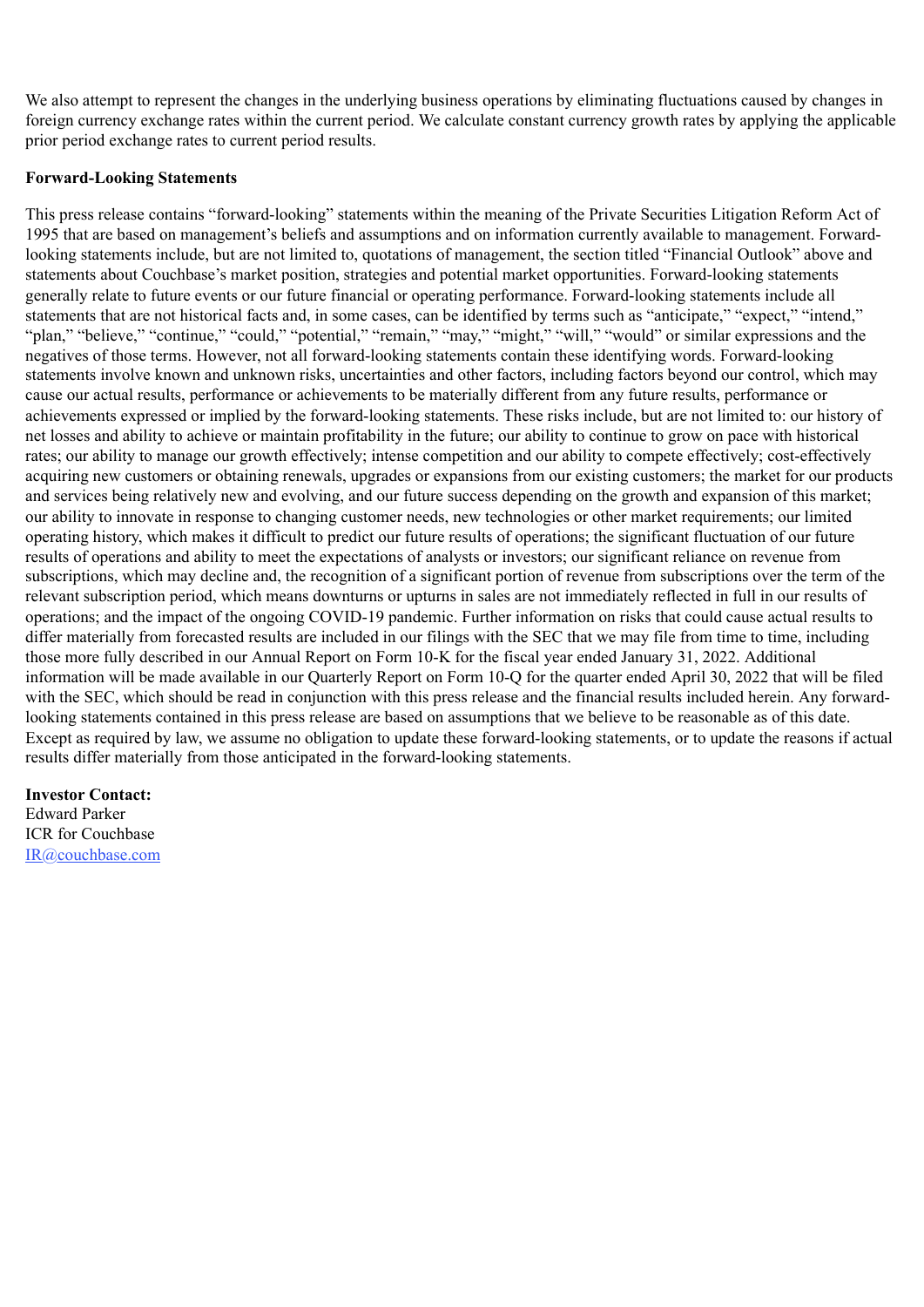We also attempt to represent the changes in the underlying business operations by eliminating fluctuations caused by changes in foreign currency exchange rates within the current period. We calculate constant currency growth rates by applying the applicable prior period exchange rates to current period results.

**Forward-Looking Statements**

This press release contains “forward-looking” statements within the meaning of the Private Securities Litigation Reform Act of 1995 that are based on management’s beliefs and assumptions and on information currently available to management. Forward-looking statements include, but are not limited to, quotations of management, the section titled “Financial Outlook” above and statements about Couchbase’s market position, strategies and potential market opportunities. Forward-looking statements generally relate to future events or our future financial or operating performance. Forward-looking statements include all statements that are not historical facts and, in some cases, can be identified by terms such as “anticipate,” “expect,” “intend,” “plan,” “believe,” “continue,” “could,” “potential,” “remain,” “may,” “might,” “will,” “would” or similar expressions and the negatives of those terms. However, not all forward-looking statements contain these identifying words. Forward-looking statements involve known and unknown risks, uncertainties and other factors, including factors beyond our control, which may cause our actual results, performance or achievements to be materially different from any future results, performance or achievements expressed or implied by the forward-looking statements. These risks include, but are not limited to: our history of net losses and ability to achieve or maintain profitability in the future; our ability to continue to grow on pace with historical rates; our ability to manage our growth effectively; intense competition and our ability to compete effectively; cost-effectively acquiring new customers or obtaining renewals, upgrades or expansions from our existing customers; the market for our products and services being relatively new and evolving, and our future success depending on the growth and expansion of this market; our ability to innovate in response to changing customer needs, new technologies or other market requirements; our limited operating history, which makes it difficult to predict our future results of operations; the significant fluctuation of our future results of operations and ability to meet the expectations of analysts or investors; our significant reliance on revenue from subscriptions, which may decline and, the recognition of a significant portion of revenue from subscriptions over the term of the relevant subscription period, which means downturns or upturns in sales are not immediately reflected in full in our results of operations; and the impact of the ongoing COVID-19 pandemic. Further information on risks that could cause actual results to differ materially from forecasted results are included in our filings with the SEC that we may file from time to time, including those more fully described in our Annual Report on Form 10-K for the fiscal year ended January 31, 2022. Additional information will be made available in our Quarterly Report on Form 10-Q for the quarter ended April 30, 2022 that will be filed with the SEC, which should be read in conjunction with this press release and the financial results included herein. Any forward-looking statements contained in this press release are based on assumptions that we believe to be reasonable as of this date. Except as required by law, we assume no obligation to update these forward-looking statements, or to update the reasons if actual results differ materially from those anticipated in the forward-looking statements.

**Investor Contact:**
Edward Parker
ICR for Couchbase
IR@couchbase.com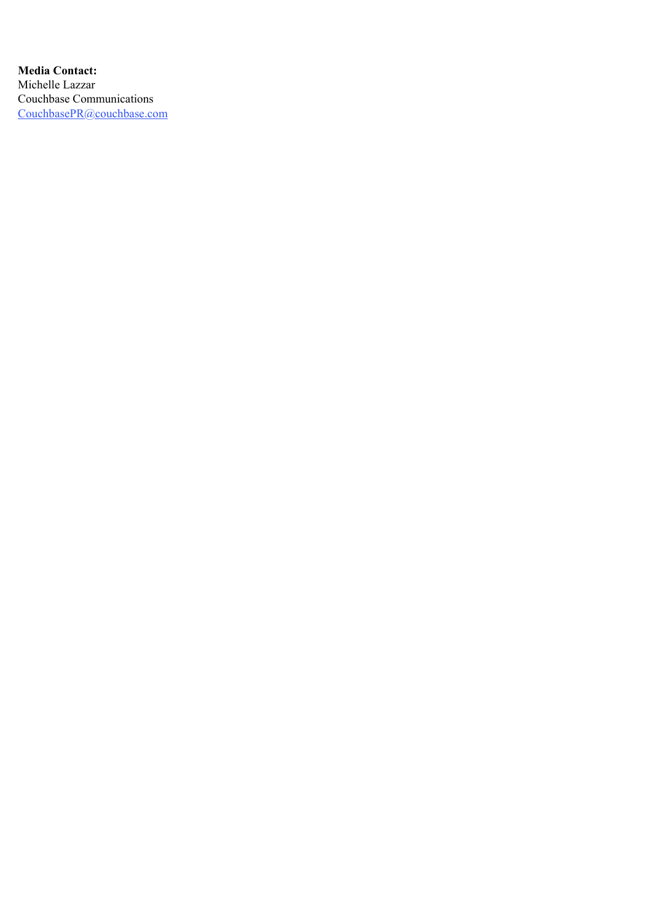**Media Contact:**
Michelle Lazzar
Couchbase Communications
[CouchbasePR@couchbase.com](mailto:CouchbasePR@couchbase.com)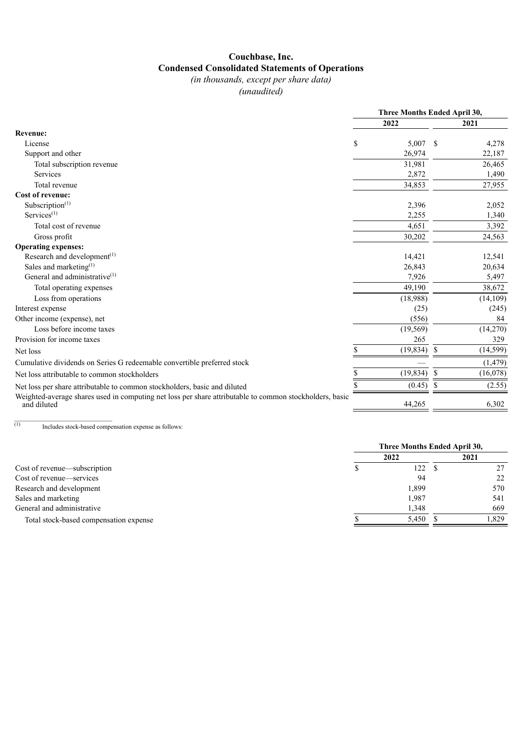# Couchbase, Inc.
## Condensed Consolidated Statements of Operations
*(in thousands, except per share data)*
*(unaudited)*

| | Three Months Ended April 30, | |
|---|---|---|
| | 2022 | 2021 |
| **Revenue:** | | |
| License | $ 5,007 | $ 4,278 |
| Support and other | 26,974 | 22,187 |
| Total subscription revenue | 31,981 | 26,465 |
| Services | 2,872 | 1,490 |
| Total revenue | 34,853 | 27,955 |
| **Cost of revenue:** | | |
| Subscription[(1)] | 2,396 | 2,052 |
| Services[(1)] | 2,255 | 1,340 |
| Total cost of revenue | 4,651 | 3,392 |
| Gross profit | 30,202 | 24,563 |
| **Operating expenses:** | | |
| Research and development[(1)] | 14,421 | 12,541 |
| Sales and marketing[(1)] | 26,843 | 20,634 |
| General and administrative[(1)] | 7,926 | 5,497 |
| Total operating expenses | 49,190 | 38,672 |
| Loss from operations | (18,988) | (14,109) |
| Interest expense | (25) | (245) |
| Other income (expense), net | (556) | 84 |
| Loss before income taxes | (19,569) | (14,270) |
| Provision for income taxes | 265 | 329 |
| Net loss | $ (19,834) | $ (14,599) |
| Cumulative dividends on Series G redeemable convertible preferred stock | — | (1,479) |
| Net loss attributable to common stockholders | $ (19,834) | $ (16,078) |
| Net loss per share attributable to common stockholders, basic and diluted | $ (0.45) | $ (2.55) |
| Weighted-average shares used in computing net loss per share attributable to common stockholders, basic and diluted | 44,265 | 6,302 |

(1) Includes stock-based compensation expense as follows:

| | Three Months Ended April 30, | |
|---|---|---|
| | 2022 | 2021 |
| Cost of revenue—subscription | $ 122 | $ 27 |
| Cost of revenue—services | 94 | 22 |
| Research and development | 1,899 | 570 |
| Sales and marketing | 1,987 | 541 |
| General and administrative | 1,348 | 669 |
| Total stock-based compensation expense | $ 5,450 | $ 1,829 |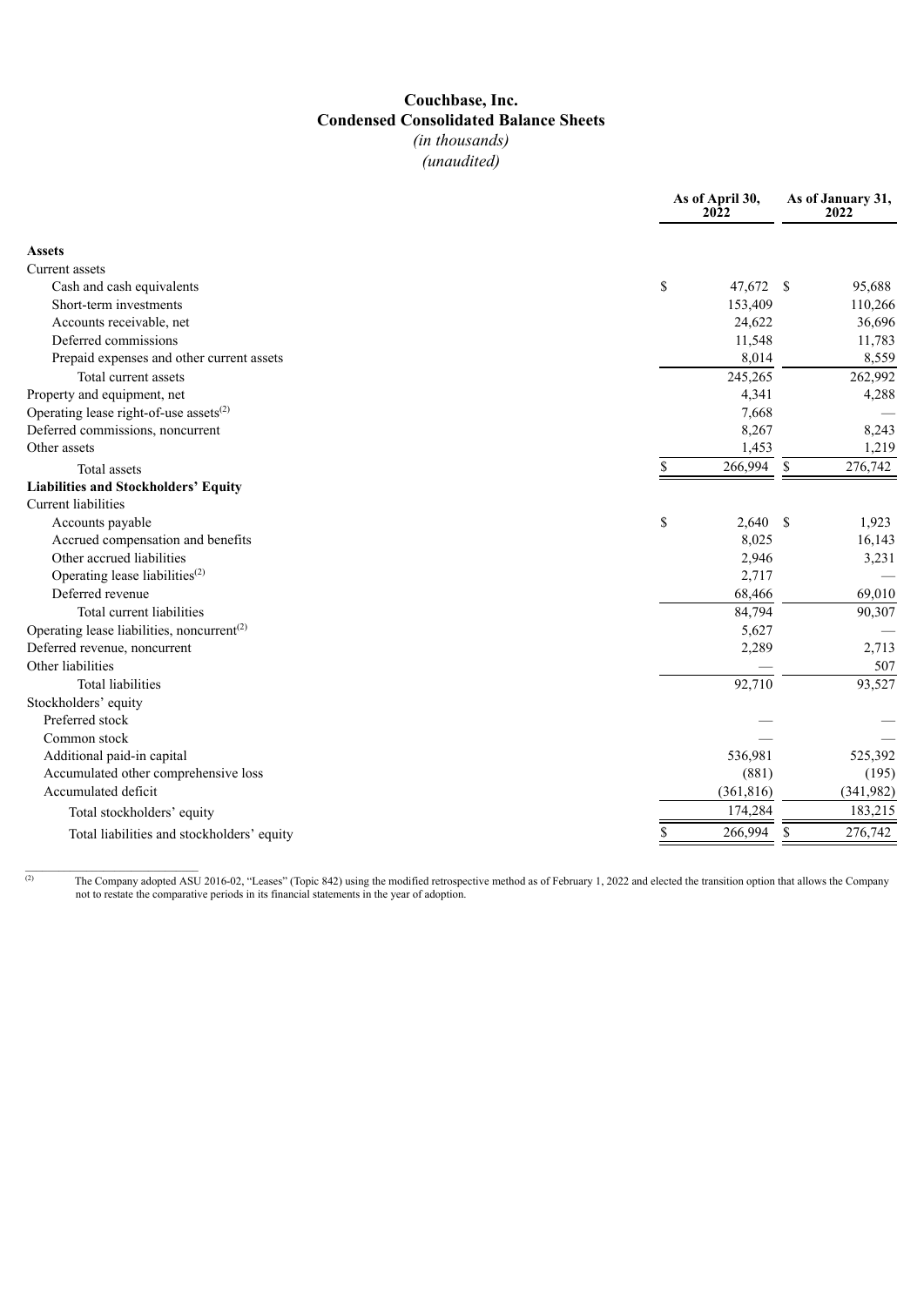# Couchbase, Inc.
## Condensed Consolidated Balance Sheets
*(in thousands)*
*(unaudited)*

| | As of April 30, 2022 | As of January 31, 2022 |
|---|---|---|
| **Assets** | | |
| Current assets | | |
| Cash and cash equivalents | $ 47,672 | $ 95,688 |
| Short-term investments | 153,409 | 110,266 |
| Accounts receivable, net | 24,622 | 36,696 |
| Deferred commissions | 11,548 | 11,783 |
| Prepaid expenses and other current assets | 8,014 | 8,559 |
| Total current assets | 245,265 | 262,992 |
| Property and equipment, net | 4,341 | 4,288 |
| Operating lease right-of-use assets[2] | 7,668 | — |
| Deferred commissions, noncurrent | 8,267 | 8,243 |
| Other assets | 1,453 | 1,219 |
| Total assets | $ 266,994 | $ 276,742 |
| **Liabilities and Stockholders' Equity** | | |
| Current liabilities | | |
| Accounts payable | $ 2,640 | $ 1,923 |
| Accrued compensation and benefits | 8,025 | 16,143 |
| Other accrued liabilities | 2,946 | 3,231 |
| Operating lease liabilities[2] | 2,717 | — |
| Deferred revenue | 68,466 | 69,010 |
| Total current liabilities | 84,794 | 90,307 |
| Operating lease liabilities, noncurrent[2] | 5,627 | — |
| Deferred revenue, noncurrent | 2,289 | 2,713 |
| Other liabilities | — | 507 |
| Total liabilities | 92,710 | 93,527 |
| Stockholders' equity | | |
| Preferred stock | — | — |
| Common stock | — | — |
| Additional paid-in capital | 536,981 | 525,392 |
| Accumulated other comprehensive loss | (881) | (195) |
| Accumulated deficit | (361,816) | (341,982) |
| Total stockholders' equity | 174,284 | 183,215 |
| Total liabilities and stockholders' equity | $ 266,994 | $ 276,742 |

[2] The Company adopted ASU 2016-02, "Leases" (Topic 842) using the modified retrospective method as of February 1, 2022 and elected the transition option that allows the Company not to restate the comparative periods in its financial statements in the year of adoption.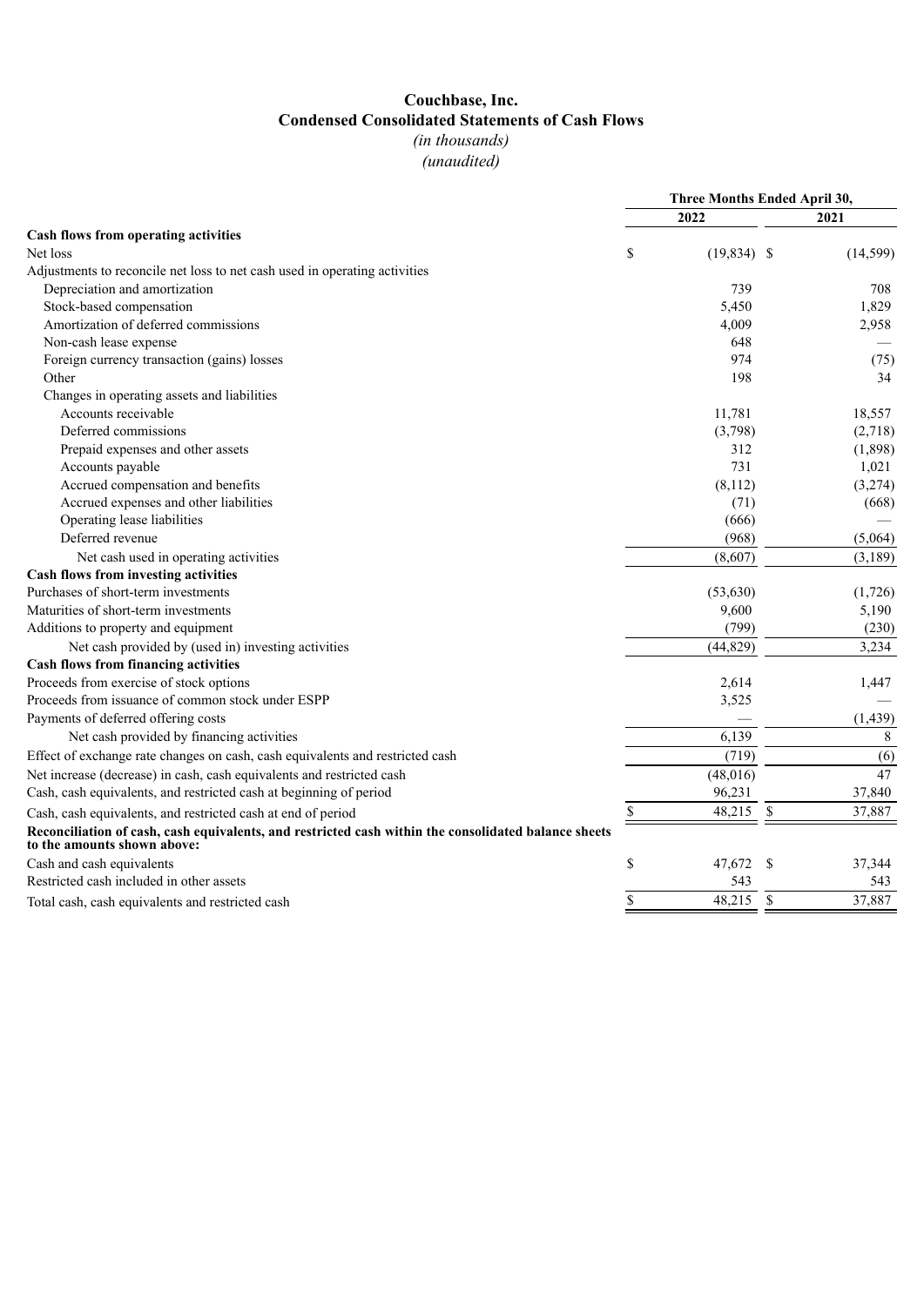# Couchbase, Inc.
## Condensed Consolidated Statements of Cash Flows
*(in thousands)*
*(unaudited)*

| | Three Months Ended April 30, | |
|---|---|---|
| | 2022 | 2021 |
| **Cash flows from operating activities** | | |
| Net loss | $ (19,834) | $ (14,599) |
| Adjustments to reconcile net loss to net cash used in operating activities | | |
| Depreciation and amortization | 739 | 708 |
| Stock-based compensation | 5,450 | 1,829 |
| Amortization of deferred commissions | 4,009 | 2,958 |
| Non-cash lease expense | 648 | — |
| Foreign currency transaction (gains) losses | 974 | (75) |
| Other | 198 | 34 |
| Changes in operating assets and liabilities | | |
| Accounts receivable | 11,781 | 18,557 |
| Deferred commissions | (3,798) | (2,718) |
| Prepaid expenses and other assets | 312 | (1,898) |
| Accounts payable | 731 | 1,021 |
| Accrued compensation and benefits | (8,112) | (3,274) |
| Accrued expenses and other liabilities | (71) | (668) |
| Operating lease liabilities | (666) | — |
| Deferred revenue | (968) | (5,064) |
| Net cash used in operating activities | (8,607) | (3,189) |
| **Cash flows from investing activities** | | |
| Purchases of short-term investments | (53,630) | (1,726) |
| Maturities of short-term investments | 9,600 | 5,190 |
| Additions to property and equipment | (799) | (230) |
| Net cash provided by (used in) investing activities | (44,829) | 3,234 |
| **Cash flows from financing activities** | | |
| Proceeds from exercise of stock options | 2,614 | 1,447 |
| Proceeds from issuance of common stock under ESPP | 3,525 | — |
| Payments of deferred offering costs | — | (1,439) |
| Net cash provided by financing activities | 6,139 | 8 |
| Effect of exchange rate changes on cash, cash equivalents and restricted cash | (719) | (6) |
| Net increase (decrease) in cash, cash equivalents and restricted cash | (48,016) | 47 |
| Cash, cash equivalents, and restricted cash at beginning of period | 96,231 | 37,840 |
| Cash, cash equivalents, and restricted cash at end of period | $ 48,215 | $ 37,887 |
| **Reconciliation of cash, cash equivalents, and restricted cash within the consolidated balance sheets to the amounts shown above:** | | |
| Cash and cash equivalents | $ 47,672 | $ 37,344 |
| Restricted cash included in other assets | 543 | 543 |
| Total cash, cash equivalents and restricted cash | $ 48,215 | $ 37,887 |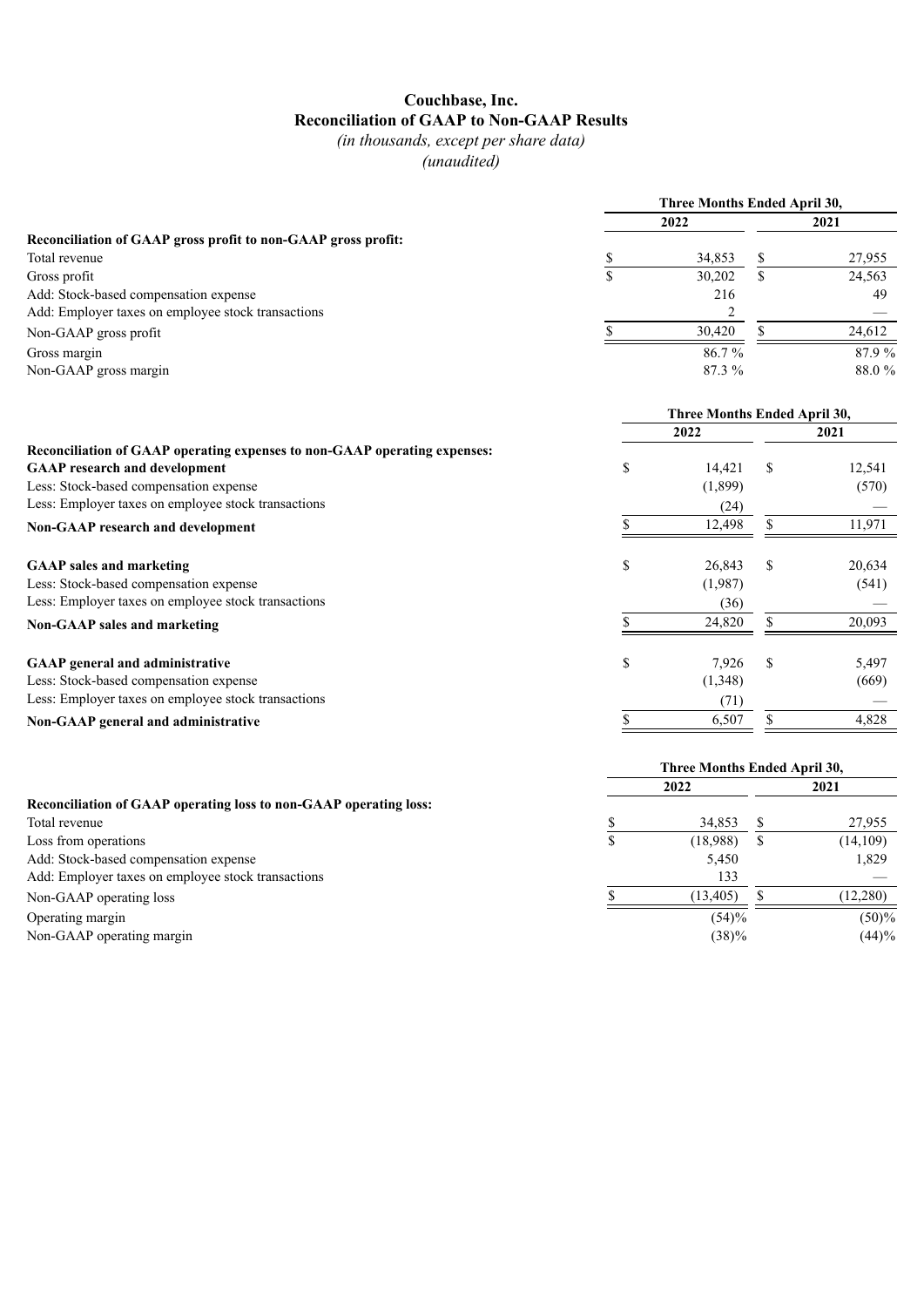# Couchbase, Inc.
## Reconciliation of GAAP to Non-GAAP Results
*(in thousands, except per share data)*
*(unaudited)*

| | Three Months Ended April 30, | |
|---|---|---|
| | 2022 | 2021 |
| **Reconciliation of GAAP gross profit to non-GAAP gross profit:** | | |
| Total revenue | $ 34,853 | $ 27,955 |
| Gross profit | $ 30,202 | $ 24,563 |
| Add: Stock-based compensation expense | 216 | 49 |
| Add: Employer taxes on employee stock transactions | 2 | — |
| Non-GAAP gross profit | $ 30,420 | $ 24,612 |
| Gross margin | 86.7 % | 87.9 % |
| Non-GAAP gross margin | 87.3 % | 88.0 % |

| | Three Months Ended April 30, | |
|---|---|---|
| | 2022 | 2021 |
| **Reconciliation of GAAP operating expenses to non-GAAP operating expenses:** | | |
| **GAAP research and development** | $ 14,421 | $ 12,541 |
| Less: Stock-based compensation expense | (1,899) | (570) |
| Less: Employer taxes on employee stock transactions | (24) | — |
| **Non-GAAP research and development** | $ 12,498 | $ 11,971 |
| | | |
| **GAAP sales and marketing** | $ 26,843 | $ 20,634 |
| Less: Stock-based compensation expense | (1,987) | (541) |
| Less: Employer taxes on employee stock transactions | (36) | — |
| **Non-GAAP sales and marketing** | $ 24,820 | $ 20,093 |
| | | |
| **GAAP general and administrative** | $ 7,926 | $ 5,497 |
| Less: Stock-based compensation expense | (1,348) | (669) |
| Less: Employer taxes on employee stock transactions | (71) | — |
| **Non-GAAP general and administrative** | $ 6,507 | $ 4,828 |

| | Three Months Ended April 30, | |
|---|---|---|
| | 2022 | 2021 |
| **Reconciliation of GAAP operating loss to non-GAAP operating loss:** | | |
| Total revenue | $ 34,853 | $ 27,955 |
| Loss from operations | $ (18,988) | $ (14,109) |
| Add: Stock-based compensation expense | 5,450 | 1,829 |
| Add: Employer taxes on employee stock transactions | 133 | — |
| Non-GAAP operating loss | $ (13,405) | $ (12,280) |
| Operating margin | (54)% | (50)% |
| Non-GAAP operating margin | (38)% | (44)% |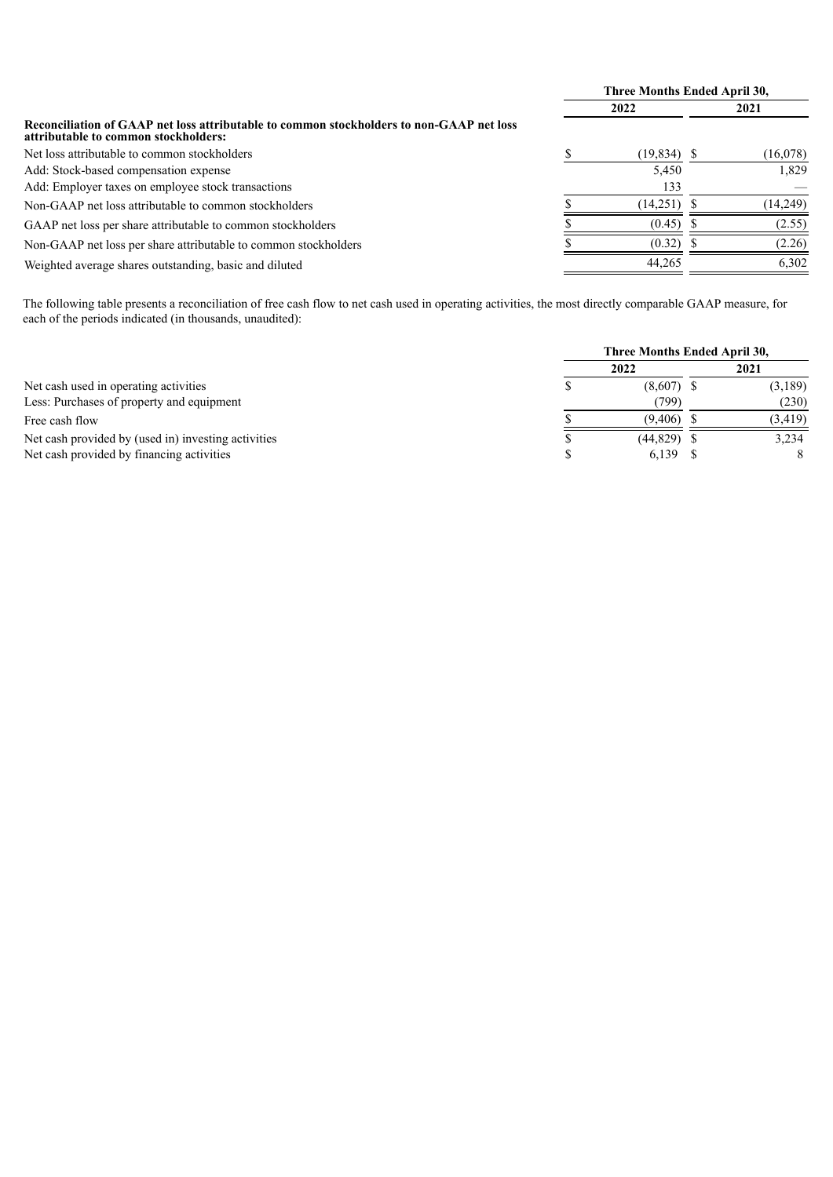| | Three Months Ended April 30, | |
|---|---|---|
| | 2022 | 2021 |
| **Reconciliation of GAAP net loss attributable to common stockholders to non-GAAP net loss attributable to common stockholders:** | | |
| Net loss attributable to common stockholders | $ (19,834) | $ (16,078) |
| Add: Stock-based compensation expense | 5,450 | 1,829 |
| Add: Employer taxes on employee stock transactions | 133 | — |
| Non-GAAP net loss attributable to common stockholders | $ (14,251) | $ (14,249) |
| GAAP net loss per share attributable to common stockholders | $ (0.45) | $ (2.55) |
| Non-GAAP net loss per share attributable to common stockholders | $ (0.32) | $ (2.26) |
| Weighted average shares outstanding, basic and diluted | 44,265 | 6,302 |

The following table presents a reconciliation of free cash flow to net cash used in operating activities, the most directly comparable GAAP measure, for each of the periods indicated (in thousands, unaudited):

| | Three Months Ended April 30, | |
|---|---|---|
| | 2022 | 2021 |
| Net cash used in operating activities | $ (8,607) | $ (3,189) |
| Less: Purchases of property and equipment | (799) | (230) |
| Free cash flow | $ (9,406) | $ (3,419) |
| Net cash provided by (used in) investing activities | $ (44,829) | $ 3,234 |
| Net cash provided by financing activities | $ 6,139 | $ 8 |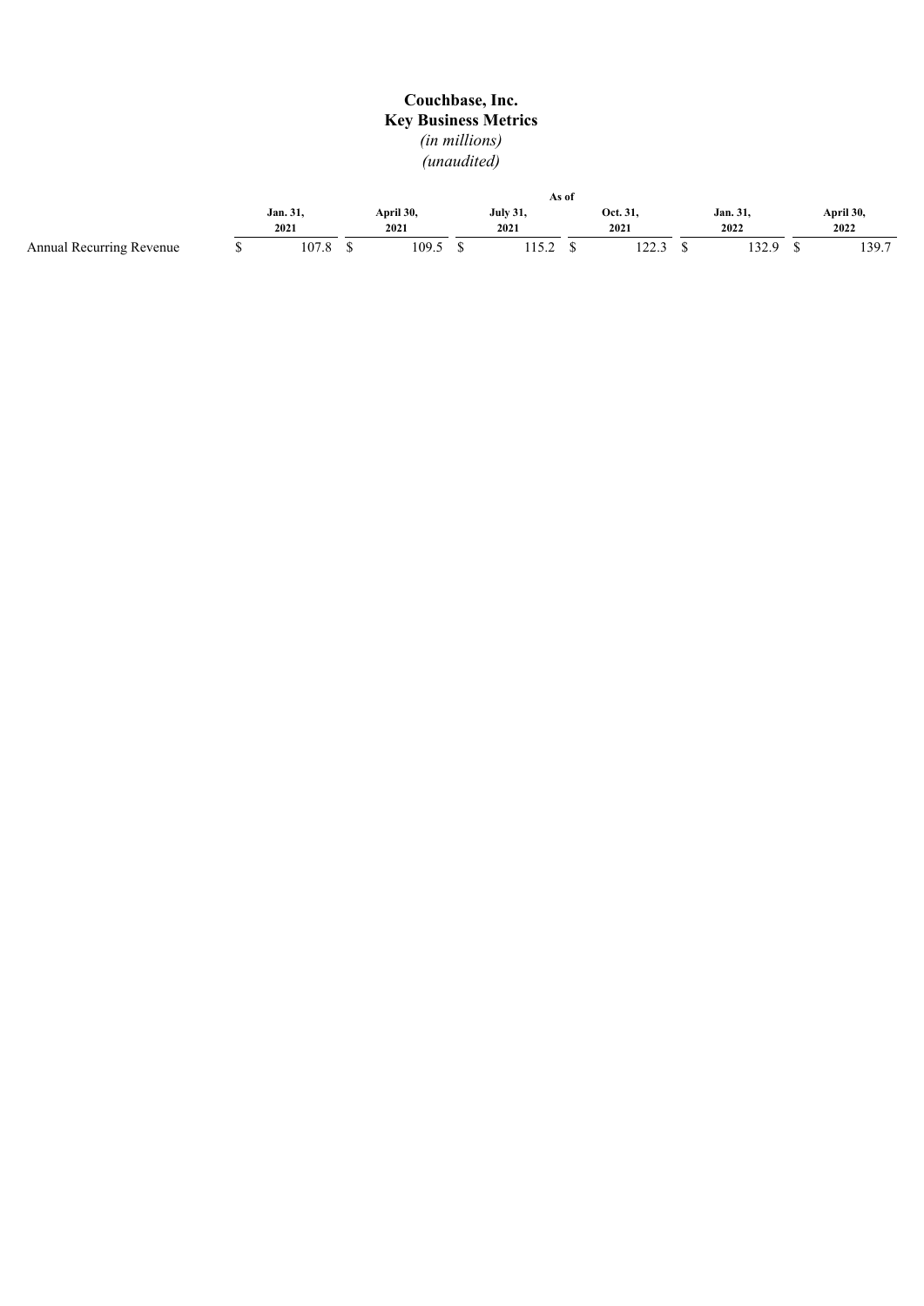# Couchbase, Inc.
## Key Business Metrics
*(in millions)*
*(unaudited)*

| | As of | | | | | |
|---|---|---|---|---|---|---|
| | Jan. 31, 2021 | April 30, 2021 | July 31, 2021 | Oct. 31, 2021 | Jan. 31, 2022 | April 30, 2022 |
| Annual Recurring Revenue | $ 107.8 | $ 109.5 | $ 115.2 | $ 122.3 | $ 132.9 | $ 139.7 |